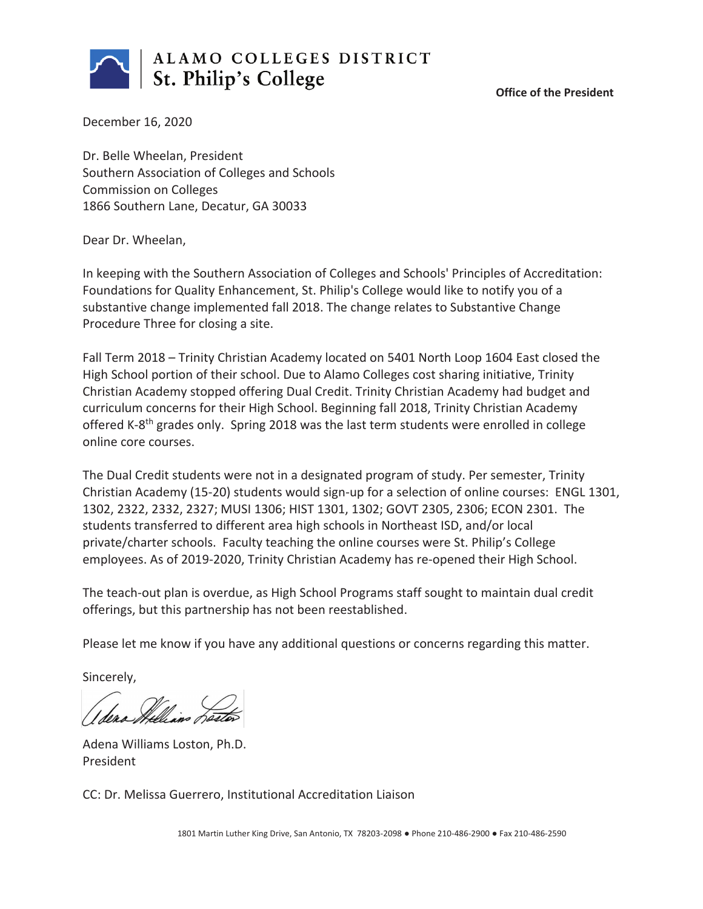**ALAMO COLLEGES DISTRICT**
**St. Philip's College**

**Office of the President**

December 16, 2020

Dr. Belle Wheelan, President
Southern Association of Colleges and Schools
Commission on Colleges
1866 Southern Lane, Decatur, GA 30033

Dear Dr. Wheelan,

In keeping with the Southern Association of Colleges and Schools' Principles of Accreditation: Foundations for Quality Enhancement, St. Philip's College would like to notify you of a substantive change implemented fall 2018. The change relates to Substantive Change Procedure Three for closing a site.

Fall Term 2018 – Trinity Christian Academy located on 5401 North Loop 1604 East closed the High School portion of their school. Due to Alamo Colleges cost sharing initiative, Trinity Christian Academy stopped offering Dual Credit. Trinity Christian Academy had budget and curriculum concerns for their High School. Beginning fall 2018, Trinity Christian Academy offered K-8th grades only. Spring 2018 was the last term students were enrolled in college online core courses.

The Dual Credit students were not in a designated program of study. Per semester, Trinity Christian Academy (15-20) students would sign-up for a selection of online courses: ENGL 1301, 1302, 2322, 2332, 2327; MUSI 1306; HIST 1301, 1302; GOVT 2305, 2306; ECON 2301. The students transferred to different area high schools in Northeast ISD, and/or local private/charter schools. Faculty teaching the online courses were St. Philip's College employees. As of 2019-2020, Trinity Christian Academy has re-opened their High School.

The teach-out plan is overdue, as High School Programs staff sought to maintain dual credit offerings, but this partnership has not been reestablished.

Please let me know if you have any additional questions or concerns regarding this matter.

Sincerely,

Adena Williams Loston, Ph.D.
President

CC: Dr. Melissa Guerrero, Institutional Accreditation Liaison

1801 Martin Luther King Drive, San Antonio, TX 78203-2098 ● Phone 210-486-2900 ● Fax 210-486-2590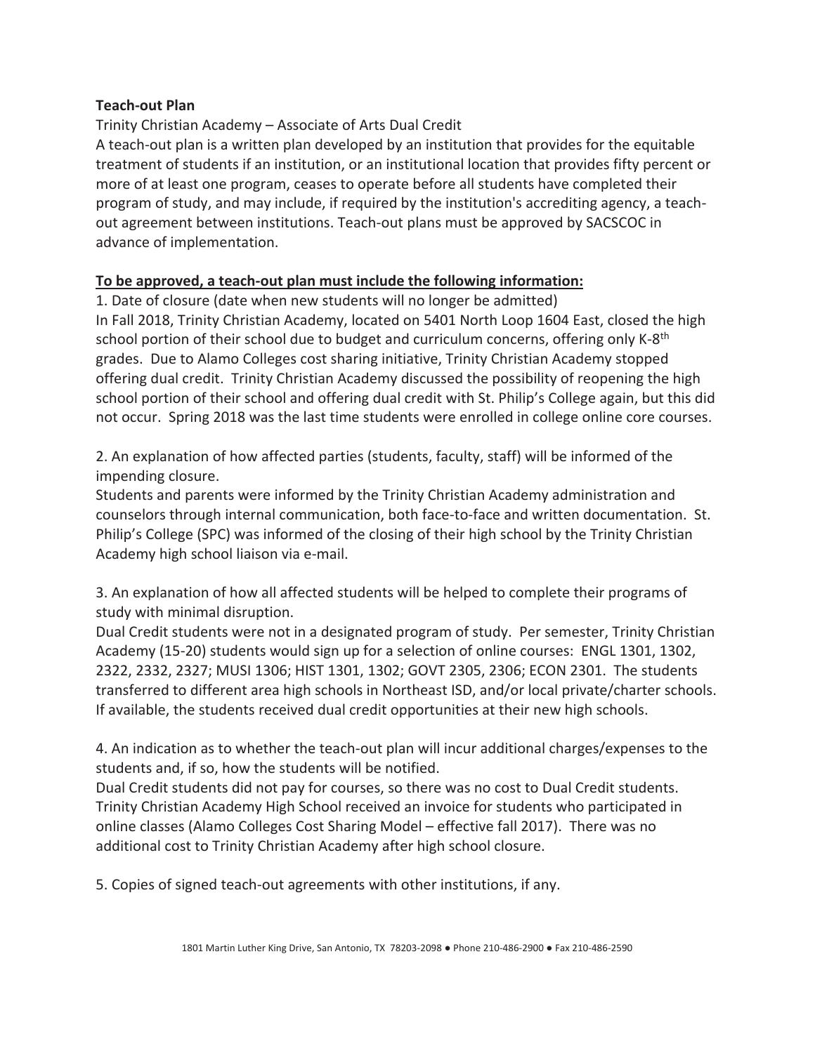**Teach-out Plan**

Trinity Christian Academy – Associate of Arts Dual Credit

A teach-out plan is a written plan developed by an institution that provides for the equitable treatment of students if an institution, or an institutional location that provides fifty percent or more of at least one program, ceases to operate before all students have completed their program of study, and may include, if required by the institution's accrediting agency, a teach-out agreement between institutions. Teach-out plans must be approved by SACSCOC in advance of implementation.

**To be approved, a teach-out plan must include the following information:**

1. Date of closure (date when new students will no longer be admitted)

In Fall 2018, Trinity Christian Academy, located on 5401 North Loop 1604 East, closed the high school portion of their school due to budget and curriculum concerns, offering only K-8th grades. Due to Alamo Colleges cost sharing initiative, Trinity Christian Academy stopped offering dual credit. Trinity Christian Academy discussed the possibility of reopening the high school portion of their school and offering dual credit with St. Philip's College again, but this did not occur. Spring 2018 was the last time students were enrolled in college online core courses.

2. An explanation of how affected parties (students, faculty, staff) will be informed of the impending closure.

Students and parents were informed by the Trinity Christian Academy administration and counselors through internal communication, both face-to-face and written documentation. St. Philip's College (SPC) was informed of the closing of their high school by the Trinity Christian Academy high school liaison via e-mail.

3. An explanation of how all affected students will be helped to complete their programs of study with minimal disruption.

Dual Credit students were not in a designated program of study. Per semester, Trinity Christian Academy (15-20) students would sign up for a selection of online courses: ENGL 1301, 1302, 2322, 2332, 2327; MUSI 1306; HIST 1301, 1302; GOVT 2305, 2306; ECON 2301. The students transferred to different area high schools in Northeast ISD, and/or local private/charter schools. If available, the students received dual credit opportunities at their new high schools.

4. An indication as to whether the teach-out plan will incur additional charges/expenses to the students and, if so, how the students will be notified.

Dual Credit students did not pay for courses, so there was no cost to Dual Credit students. Trinity Christian Academy High School received an invoice for students who participated in online classes (Alamo Colleges Cost Sharing Model – effective fall 2017). There was no additional cost to Trinity Christian Academy after high school closure.

5. Copies of signed teach-out agreements with other institutions, if any.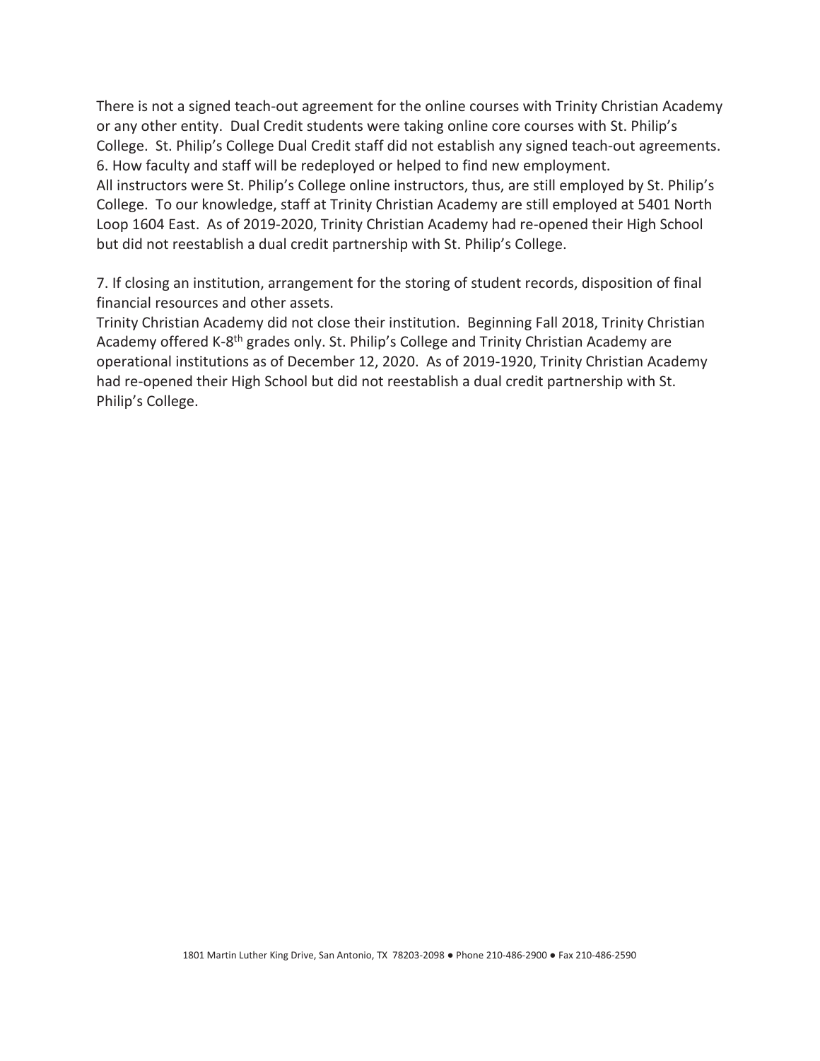There is not a signed teach-out agreement for the online courses with Trinity Christian Academy or any other entity. Dual Credit students were taking online core courses with St. Philip's College. St. Philip's College Dual Credit staff did not establish any signed teach-out agreements.

6. How faculty and staff will be redeployed or helped to find new employment.

All instructors were St. Philip's College online instructors, thus, are still employed by St. Philip's College. To our knowledge, staff at Trinity Christian Academy are still employed at 5401 North Loop 1604 East. As of 2019-2020, Trinity Christian Academy had re-opened their High School but did not reestablish a dual credit partnership with St. Philip's College.

7. If closing an institution, arrangement for the storing of student records, disposition of final financial resources and other assets.

Trinity Christian Academy did not close their institution. Beginning Fall 2018, Trinity Christian Academy offered K-8th grades only. St. Philip's College and Trinity Christian Academy are operational institutions as of December 12, 2020. As of 2019-1920, Trinity Christian Academy had re-opened their High School but did not reestablish a dual credit partnership with St. Philip's College.